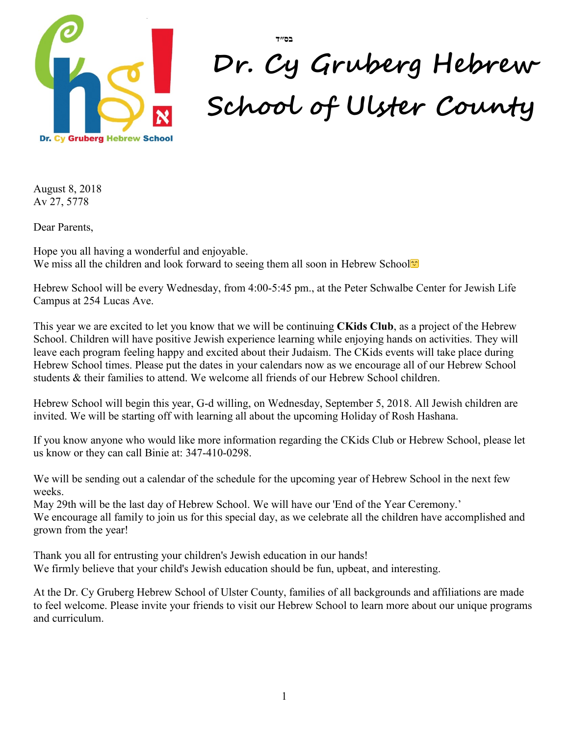בס"ד

# Dr. Cy Gruberg Hebrew School of Ulster County

Dr. Cy Gruberg Hebrew School

August 8, 2018
Av 27, 5778

Dear Parents,

Hope you all having a wonderful and enjoyable.
We miss all the children and look forward to seeing them all soon in Hebrew School😊

Hebrew School will be every Wednesday, from 4:00-5:45 pm., at the Peter Schwalbe Center for Jewish Life Campus at 254 Lucas Ave.

This year we are excited to let you know that we will be continuing **CKids Club**, as a project of the Hebrew School. Children will have positive Jewish experience learning while enjoying hands on activities. They will leave each program feeling happy and excited about their Judaism. The CKids events will take place during Hebrew School times. Please put the dates in your calendars now as we encourage all of our Hebrew School students & their families to attend. We welcome all friends of our Hebrew School children.

Hebrew School will begin this year, G-d willing, on Wednesday, September 5, 2018. All Jewish children are invited. We will be starting off with learning all about the upcoming Holiday of Rosh Hashana.

If you know anyone who would like more information regarding the CKids Club or Hebrew School, please let us know or they can call Binie at: 347-410-0298.

We will be sending out a calendar of the schedule for the upcoming year of Hebrew School in the next few weeks.
May 29th will be the last day of Hebrew School. We will have our 'End of the Year Ceremony.'
We encourage all family to join us for this special day, as we celebrate all the children have accomplished and grown from the year!

Thank you all for entrusting your children's Jewish education in our hands!
We firmly believe that your child's Jewish education should be fun, upbeat, and interesting.

At the Dr. Cy Gruberg Hebrew School of Ulster County, families of all backgrounds and affiliations are made to feel welcome. Please invite your friends to visit our Hebrew School to learn more about our unique programs and curriculum.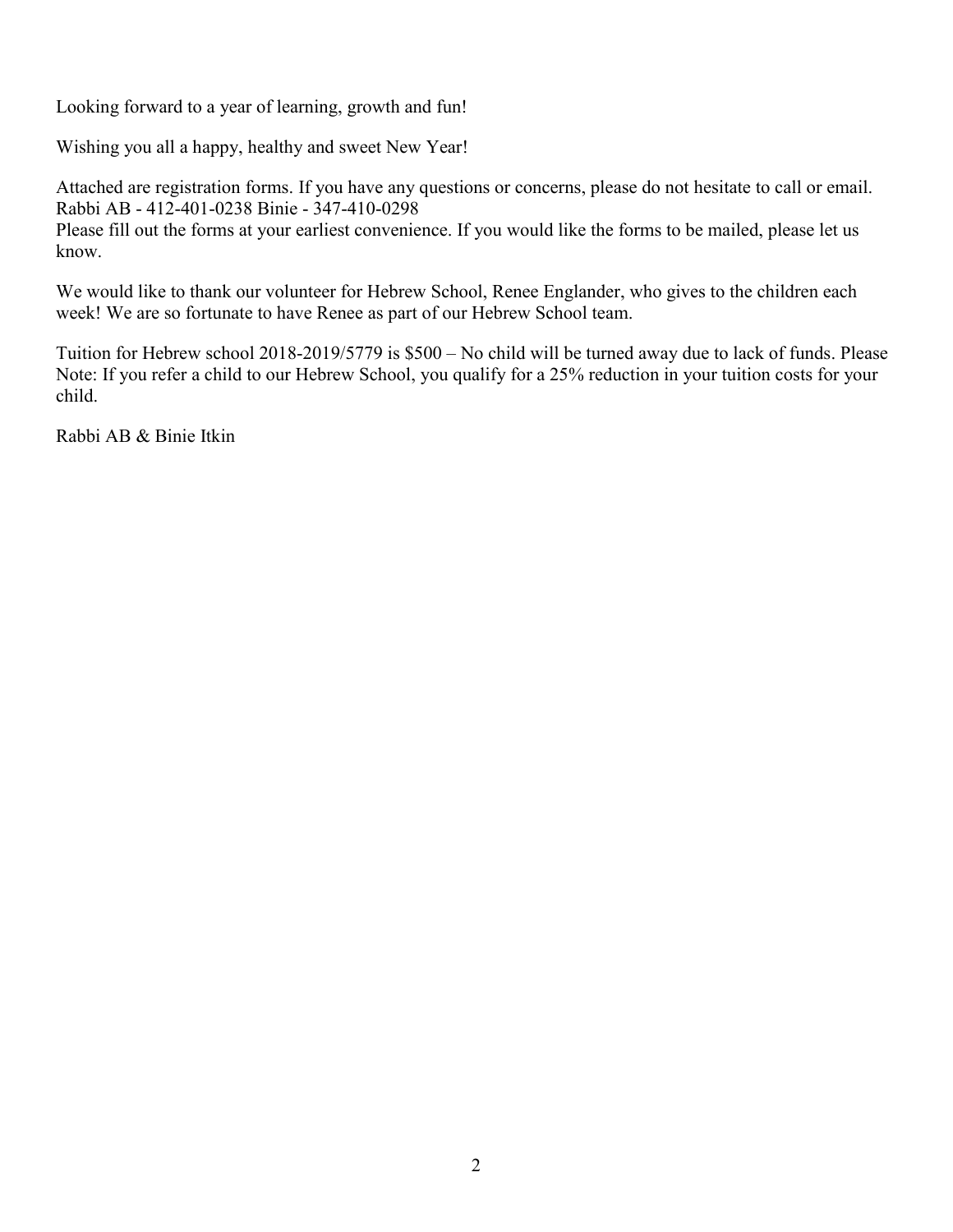Looking forward to a year of learning, growth and fun!

Wishing you all a happy, healthy and sweet New Year!

Attached are registration forms. If you have any questions or concerns, please do not hesitate to call or email. Rabbi AB - 412-401-0238 Binie - 347-410-0298
Please fill out the forms at your earliest convenience. If you would like the forms to be mailed, please let us know.

We would like to thank our volunteer for Hebrew School, Renee Englander, who gives to the children each week! We are so fortunate to have Renee as part of our Hebrew School team.

Tuition for Hebrew school 2018-2019/5779 is $500 – No child will be turned away due to lack of funds. Please Note: If you refer a child to our Hebrew School, you qualify for a 25% reduction in your tuition costs for your child.

Rabbi AB & Binie Itkin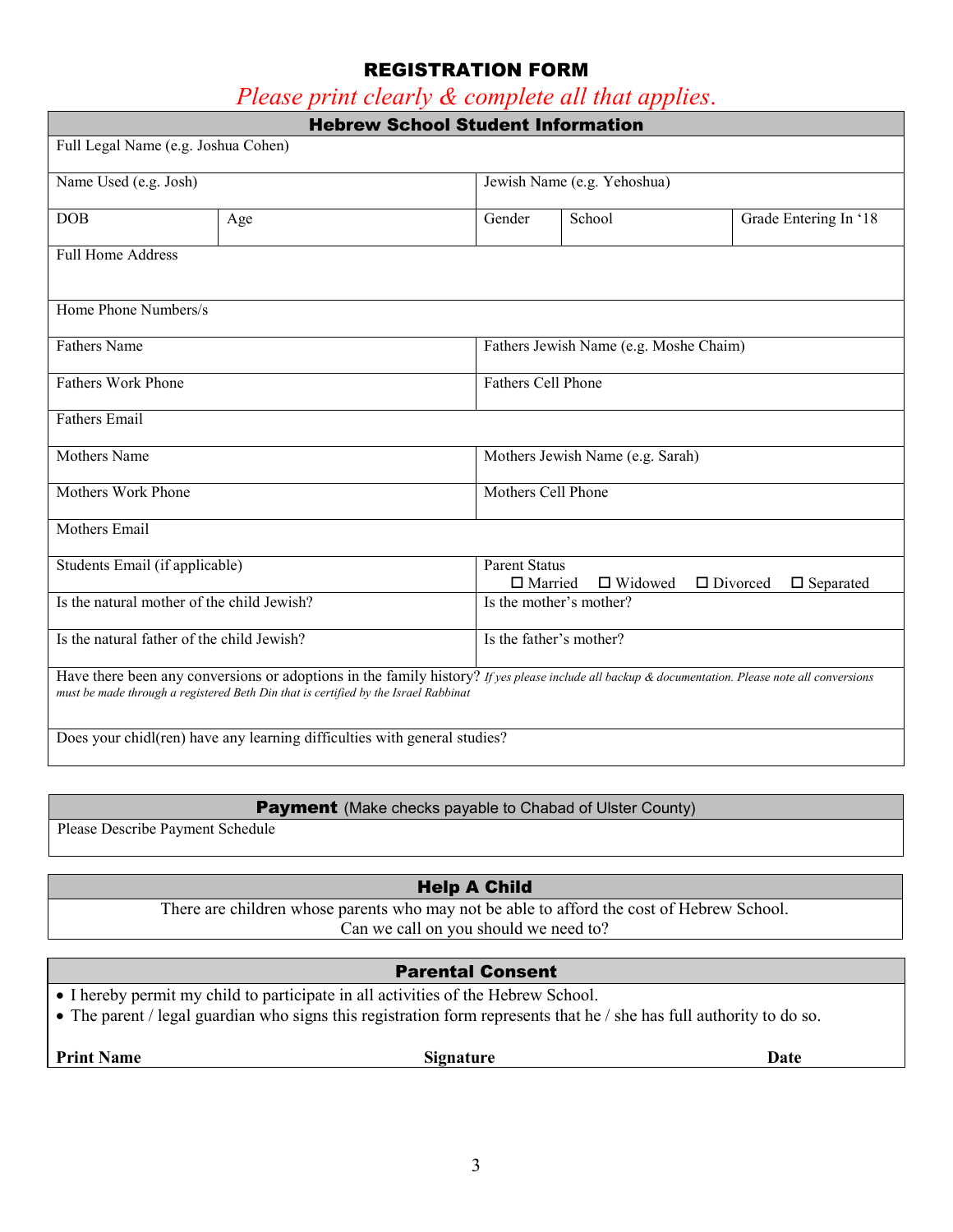# REGISTRATION FORM

*Please print clearly & complete all that applies.*

## Hebrew School Student Information

| | | | | |
|---|---|---|---|---|
| Full Legal Name (e.g. Joshua Cohen) | | | | |
| Name Used (e.g. Josh) | | Jewish Name (e.g. Yehoshua) | | |
| DOB | Age | Gender | School | Grade Entering In '18 |
| Full Home Address | | | | |
| Home Phone Numbers/s | | | | |
| Fathers Name | | Fathers Jewish Name (e.g. Moshe Chaim) | | |
| Fathers Work Phone | | Fathers Cell Phone | | |
| Fathers Email | | | | |
| Mothers Name | | Mothers Jewish Name (e.g. Sarah) | | |
| Mothers Work Phone | | Mothers Cell Phone | | |
| Mothers Email | | | | |
| Students Email (if applicable) | | Parent Status ☐ Married ☐ Widowed ☐ Divorced ☐ Separated | | |
| Is the natural mother of the child Jewish? | | Is the mother's mother? | | |
| Is the natural father of the child Jewish? | | Is the father's mother? | | |
| Have there been any conversions or adoptions in the family history? *If yes please include all backup & documentation. Please note all conversions must be made through a registered Beth Din that is certified by the Israel Rabbinat* | | | | |
| Does your chidl(ren) have any learning difficulties with general studies? | | | | |

## Payment (Make checks payable to Chabad of Ulster County)

Please Describe Payment Schedule

## Help A Child

There are children whose parents who may not be able to afford the cost of Hebrew School.
Can we call on you should we need to?

## Parental Consent

- I hereby permit my child to participate in all activities of the Hebrew School.
- The parent / legal guardian who signs this registration form represents that he / she has full authority to do so.

**Print Name** **Signature** **Date**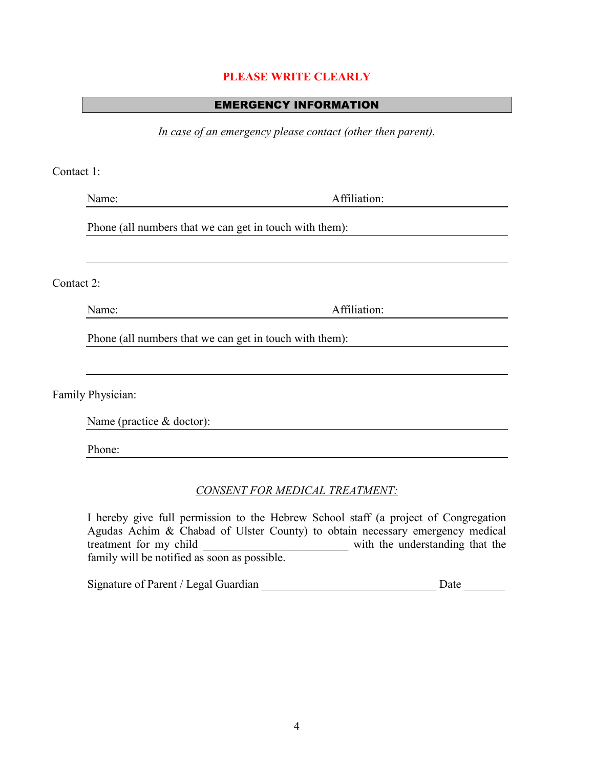**PLEASE WRITE CLEARLY**

## EMERGENCY INFORMATION

*In case of an emergency please contact (other then parent).*

Contact 1:

Name: ______________________________ Affiliation: ______________________________

Phone (all numbers that we can get in touch with them): ______________________________

______________________________________________________________________

Contact 2:

Name: ______________________________ Affiliation: ______________________________

Phone (all numbers that we can get in touch with them): ______________________________

______________________________________________________________________

Family Physician:

Name (practice & doctor): ______________________________

Phone: ______________________________

### *CONSENT FOR MEDICAL TREATMENT:*

I hereby give full permission to the Hebrew School staff (a project of Congregation Agudas Achim & Chabad of Ulster County) to obtain necessary emergency medical treatment for my child ________________________ with the understanding that the family will be notified as soon as possible.

Signature of Parent / Legal Guardian ______________________________ Date _______